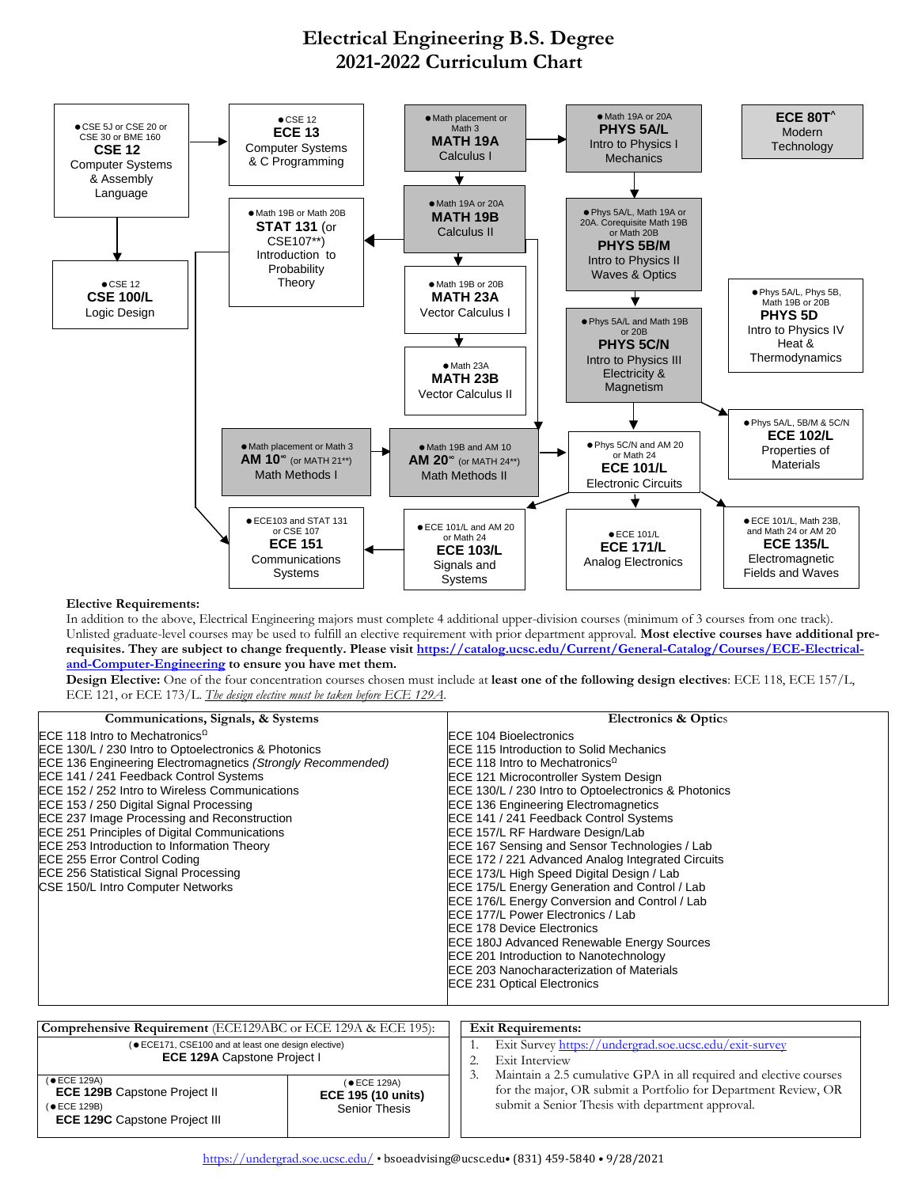# Electrical Engineering B.S. Degree
## 2021-2022 Curriculum Chart

- ● CSE 5J or CSE 20 or CSE 30 or BME 160 — **CSE 12** Computer Systems & Assembly Language
- ● CSE 12 — **ECE 13** Computer Systems & C Programming
- ● CSE 12 — **CSE 100/L** Logic Design
- ● Math placement or Math 3 — **MATH 19A** Calculus I
- ● Math 19A or 20A — **MATH 19B** Calculus II
- ● Math 19B or Math 20B — **STAT 131** (or CSE107**) Introduction to Probability Theory
- ● Math 19B or 20B — **MATH 23A** Vector Calculus I
- ● Math 23A — **MATH 23B** Vector Calculus II
- ● Math 19A or 20A — **PHYS 5A/L** Intro to Physics I Mechanics
- ● Phys 5A/L, Math 19A or 20A. Corequisite Math 19B or Math 20B — **PHYS 5B/M** Intro to Physics II Waves & Optics
- ● Phys 5A/L and Math 19B or 20B — **PHYS 5C/N** Intro to Physics III Electricity & Magnetism
- ● Phys 5A/L, Phys 5B, Math 19B or 20B — **PHYS 5D** Intro to Physics IV Heat & Thermodynamics
- **ECE 80T^** Modern Technology
- ● Math placement or Math 3 — **AM 10**∞ (or MATH 21**) Math Methods I
- ● Math 19B and AM 10 — **AM 20**∞ (or MATH 24**) Math Methods II
- ● Phys 5C/N and AM 20 or Math 24 — **ECE 101/L** Electronic Circuits
- ● Phys 5A/L, 5B/M & 5C/N — **ECE 102/L** Properties of Materials
- ● ECE103 and STAT 131 or CSE 107 — **ECE 151** Communications Systems
- ● ECE 101/L and AM 20 or Math 24 — **ECE 103/L** Signals and Systems
- ● ECE 101/L — **ECE 171/L** Analog Electronics
- ● ECE 101/L, Math 23B, and Math 24 or AM 20 — **ECE 135/L** Electromagnetic Fields and Waves

**Elective Requirements:**
In addition to the above, Electrical Engineering majors must complete 4 additional upper-division courses (minimum of 3 courses from one track). Unlisted graduate-level courses may be used to fulfill an elective requirement with prior department approval. **Most elective courses have additional pre-requisites. They are subject to change frequently. Please visit https://catalog.ucsc.edu/Current/General-Catalog/Courses/ECE-Electrical-and-Computer-Engineering to ensure you have met them.**
**Design Elective:** One of the four concentration courses chosen must include at **least one of the following design electives**: ECE 118, ECE 157/L, ECE 121, or ECE 173/L. *The design elective must be taken before ECE 129A.*

| Communications, Signals, & Systems | Electronics & Optics |
|---|---|
| ECE 118 Intro to Mechatronics$^{\Omega}$ | ECE 104 Bioelectronics |
| ECE 130/L / 230 Intro to Optoelectronics & Photonics | ECE 115 Introduction to Solid Mechanics |
| ECE 136 Engineering Electromagnetics *(Strongly Recommended)* | ECE 118 Intro to Mechatronics$^{\Omega}$ |
| ECE 141 / 241 Feedback Control Systems | ECE 121 Microcontroller System Design |
| ECE 152 / 252 Intro to Wireless Communications | ECE 130/L / 230 Intro to Optoelectronics & Photonics |
| ECE 153 / 250 Digital Signal Processing | ECE 136 Engineering Electromagnetics |
| ECE 237 Image Processing and Reconstruction | ECE 141 / 241 Feedback Control Systems |
| ECE 251 Principles of Digital Communications | ECE 157/L RF Hardware Design/Lab |
| ECE 253 Introduction to Information Theory | ECE 167 Sensing and Sensor Technologies / Lab |
| ECE 255 Error Control Coding | ECE 172 / 221 Advanced Analog Integrated Circuits |
| ECE 256 Statistical Signal Processing | ECE 173/L High Speed Digital Design / Lab |
| CSE 150/L Intro Computer Networks | ECE 175/L Energy Generation and Control / Lab |
| | ECE 176/L Energy Conversion and Control / Lab |
| | ECE 177/L Power Electronics / Lab |
| | ECE 178 Device Electronics |
| | ECE 180J Advanced Renewable Energy Sources |
| | ECE 201 Introduction to Nanotechnology |
| | ECE 203 Nanocharacterization of Materials |
| | ECE 231 Optical Electronics |

**Comprehensive Requirement** (ECE129ABC or ECE 129A & ECE 195):

(● ECE171, CSE100 and at least one design elective) **ECE 129A** Capstone Project I

| | |
|---|---|
| (● ECE 129A) **ECE 129B** Capstone Project II<br>(● ECE 129B) **ECE 129C** Capstone Project III | (● ECE 129A) **ECE 195 (10 units)** Senior Thesis |

**Exit Requirements:**
1. Exit Survey https://undergrad.soe.ucsc.edu/exit-survey
2. Exit Interview
3. Maintain a 2.5 cumulative GPA in all required and elective courses for the major, OR submit a Portfolio for Department Review, OR submit a Senior Thesis with department approval.

https://undergrad.soe.ucsc.edu/ • bsoeadvising@ucsc.edu • (831) 459-5840 • 9/28/2021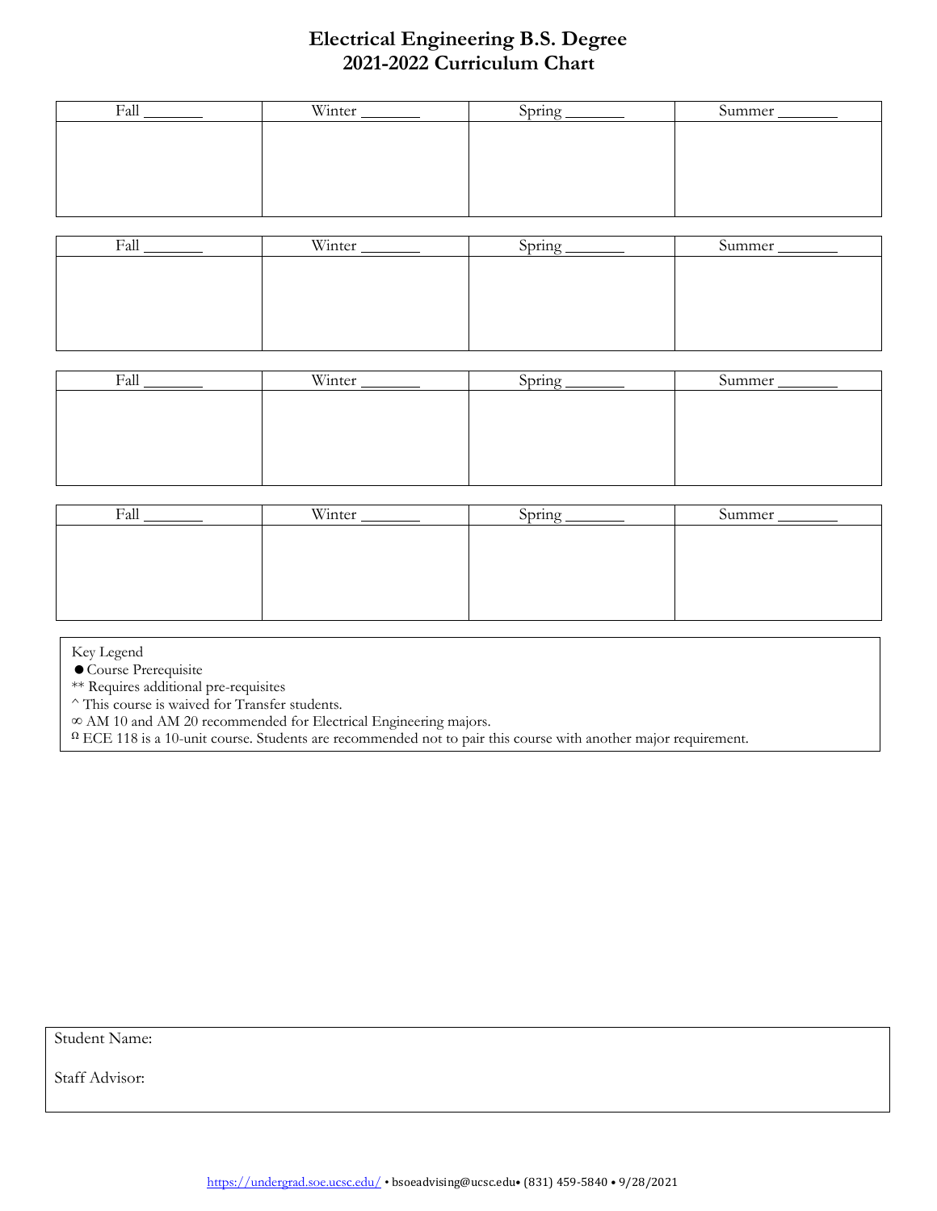# Electrical Engineering B.S. Degree
## 2021-2022 Curriculum Chart

| Fall ________ | Winter ________ | Spring ________ | Summer ________ |
| --- | --- | --- | --- |
| | | | |

| Fall ________ | Winter ________ | Spring ________ | Summer ________ |
| --- | --- | --- | --- |
| | | | |

| Fall ________ | Winter ________ | Spring ________ | Summer ________ |
| --- | --- | --- | --- |
| | | | |

| Fall ________ | Winter ________ | Spring ________ | Summer ________ |
| --- | --- | --- | --- |
| | | | |

Key Legend
● Course Prerequisite
** Requires additional pre-requisites
^ This course is waived for Transfer students.
∞ AM 10 and AM 20 recommended for Electrical Engineering majors.
Ω ECE 118 is a 10-unit course. Students are recommended not to pair this course with another major requirement.

Student Name:

Staff Advisor:

https://undergrad.soe.ucsc.edu/ • bsoeadvising@ucsc.edu• (831) 459-5840 • 9/28/2021